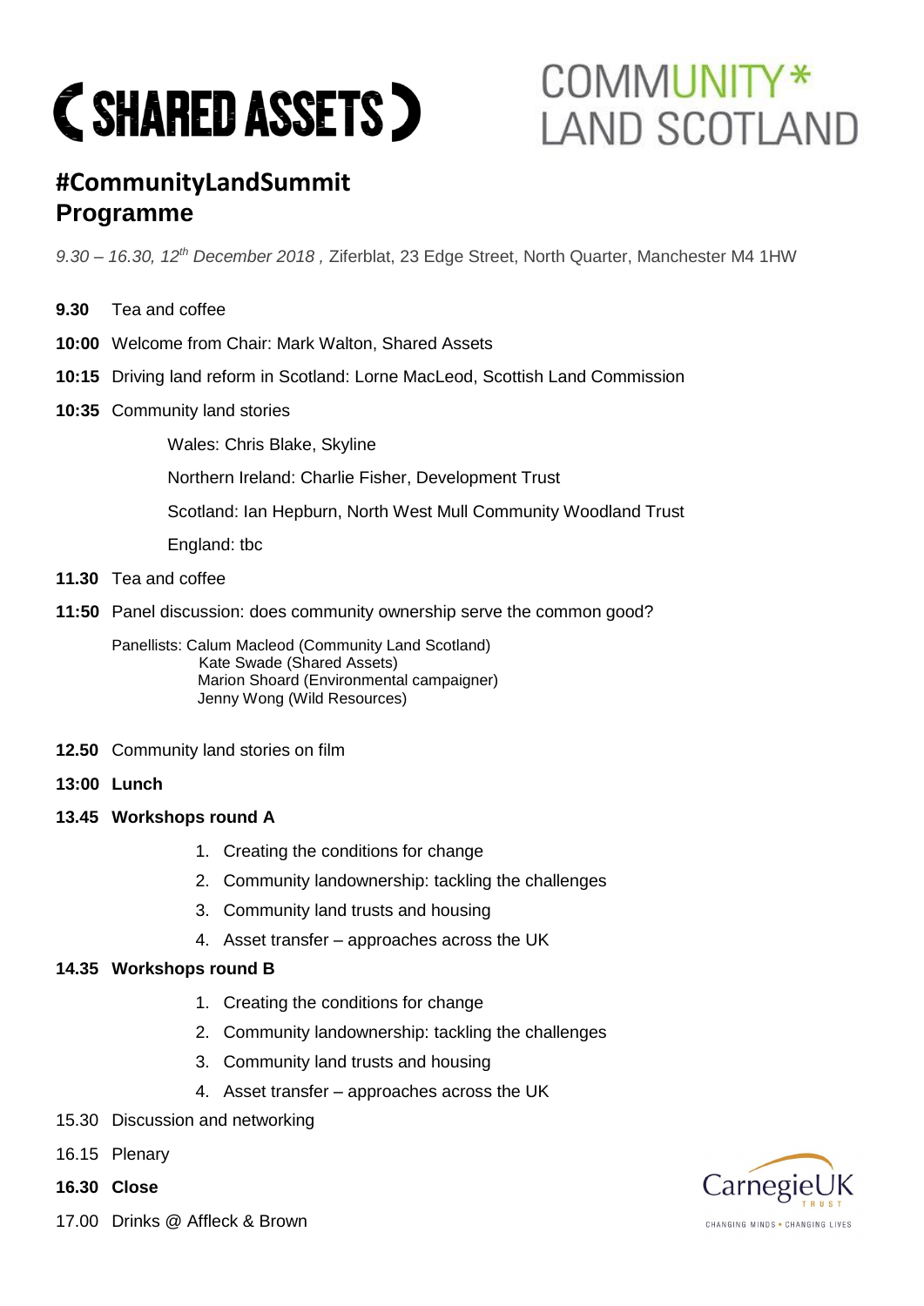( SHARED ASSETS )

COMMUNITY* LAND SCOTLAND

# #CommunityLandSummit
# Programme

*9.30 – 16.30, 12th December 2018 ,* Ziferblat, 23 Edge Street, North Quarter, Manchester M4 1HW

**9.30** Tea and coffee

**10:00** Welcome from Chair: Mark Walton, Shared Assets

**10:15** Driving land reform in Scotland: Lorne MacLeod, Scottish Land Commission

**10:35** Community land stories

Wales: Chris Blake, Skyline

Northern Ireland: Charlie Fisher, Development Trust

Scotland: Ian Hepburn, North West Mull Community Woodland Trust

England: tbc

**11.30** Tea and coffee

**11:50** Panel discussion: does community ownership serve the common good?

Panellists: Calum Macleod (Community Land Scotland)
Kate Swade (Shared Assets)
Marion Shoard (Environmental campaigner)
Jenny Wong (Wild Resources)

**12.50** Community land stories on film

**13:00 Lunch**

**13.45 Workshops round A**

1. Creating the conditions for change
2. Community landownership: tackling the challenges
3. Community land trusts and housing
4. Asset transfer – approaches across the UK

**14.35 Workshops round B**

1. Creating the conditions for change
2. Community landownership: tackling the challenges
3. Community land trusts and housing
4. Asset transfer – approaches across the UK

15.30 Discussion and networking

16.15 Plenary

**16.30 Close**

17.00 Drinks @ Affleck & Brown

CarnegieUK TRUST
CHANGING MINDS • CHANGING LIVES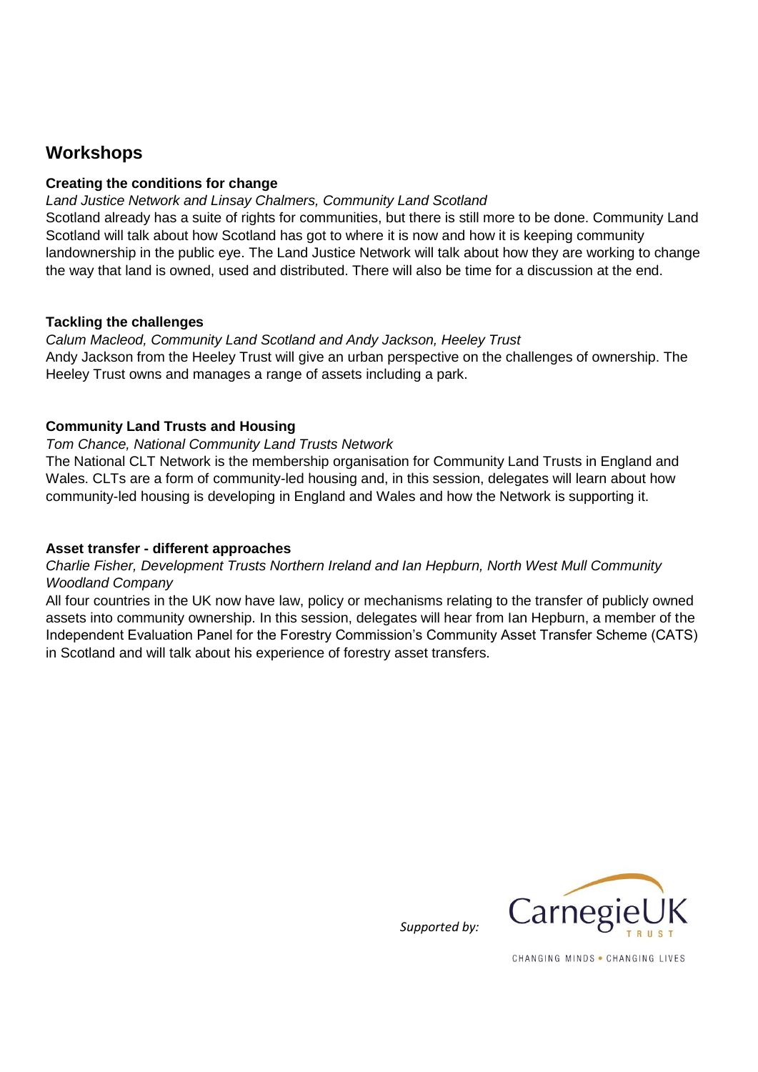## Workshops

**Creating the conditions for change**

*Land Justice Network and Linsay Chalmers, Community Land Scotland*

Scotland already has a suite of rights for communities, but there is still more to be done. Community Land Scotland will talk about how Scotland has got to where it is now and how it is keeping community landownership in the public eye. The Land Justice Network will talk about how they are working to change the way that land is owned, used and distributed. There will also be time for a discussion at the end.

**Tackling the challenges**

*Calum Macleod, Community Land Scotland and Andy Jackson, Heeley Trust*

Andy Jackson from the Heeley Trust will give an urban perspective on the challenges of ownership. The Heeley Trust owns and manages a range of assets including a park.

**Community Land Trusts and Housing**

*Tom Chance, National Community Land Trusts Network*

The National CLT Network is the membership organisation for Community Land Trusts in England and Wales. CLTs are a form of community-led housing and, in this session, delegates will learn about how community-led housing is developing in England and Wales and how the Network is supporting it.

**Asset transfer - different approaches**

*Charlie Fisher, Development Trusts Northern Ireland and Ian Hepburn, North West Mull Community Woodland Company*

All four countries in the UK now have law, policy or mechanisms relating to the transfer of publicly owned assets into community ownership. In this session, delegates will hear from Ian Hepburn, a member of the Independent Evaluation Panel for the Forestry Commission's Community Asset Transfer Scheme (CATS) in Scotland and will talk about his experience of forestry asset transfers.

*Supported by:*

CarnegieUK TRUST

CHANGING MINDS • CHANGING LIVES